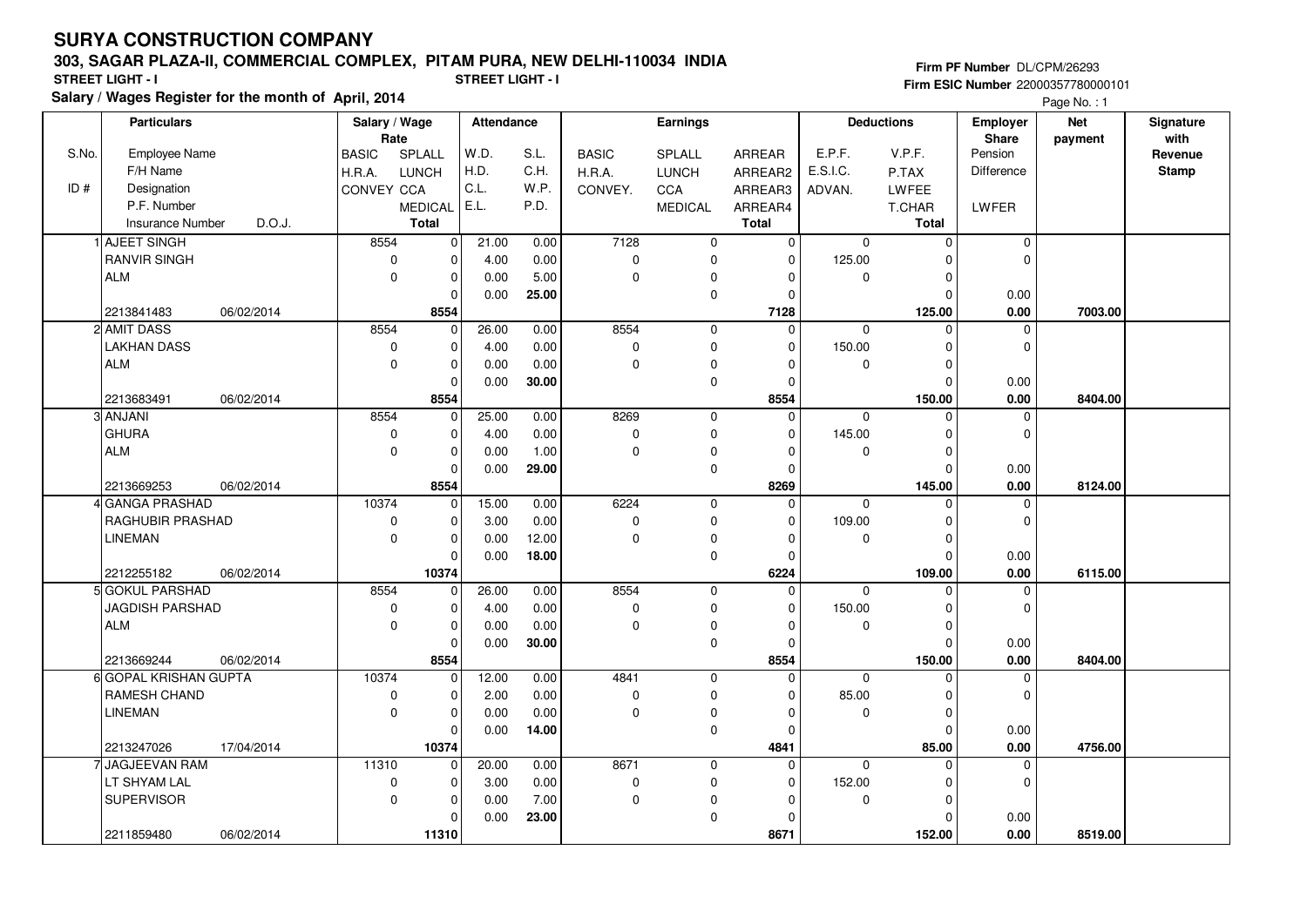# SURYA CONSTRUCTION COMPANY

## 303, SAGAR PLAZA-II, COMMERCIAL COMPLEX, PITAM PURA, NEW DELHI-110034 INDIA

**STREET LIGHT - I** **STREET LIGHT - I**

**Salary / Wages Register for the month of April, 2014**

**Firm PF Number** DL/CPM/26293
**Firm ESIC Number** 22000357780000101

| S.No. / ID # | Particulars: Employee Name / F/H Name / Designation / P.F. Number / Insurance Number / D.O.J. | Salary / Wage Rate: BASIC / H.R.A. / CONVEY | SPLALL / LUNCH / CCA / MEDICAL / Total | Attendance: W.D. / H.D. / C.L. / E.L. | S.L. / C.H. / W.P. / P.D. | Earnings: BASIC / H.R.A. / CONVEY. | SPLALL / LUNCH / CCA / MEDICAL | ARREAR / ARREAR2 / ARREAR3 / ARREAR4 / Total | Deductions: E.P.F. / E.S.I.C. / ADVAN. | V.P.F. / P.TAX / LWFEE / T.CHAR / Total | Employer Share: Pension / Difference / LWFER | Net payment | Signature with Revenue Stamp |
|---|---|---|---|---|---|---|---|---|---|---|---|---|---|
| 1 | AJEET SINGH | 8554 | 0 | 21.00 | 0.00 | 7128 | 0 | 0 | 0 | 0 | 0 | | |
| | RANVIR SINGH | 0 | 0 | 4.00 | 0.00 | 0 | 0 | 0 | 125.00 | 0 | 0 | | |
| | ALM | 0 | 0 | 0.00 | 5.00 | 0 | 0 | 0 | 0 | 0 | | | |
| | | | 0 | 0.00 | 25.00 | | 0 | 0 | | 0 | 0.00 | | |
| | 2213841483 06/02/2014 | | **8554** | | | | | **7128** | | **125.00** | **0.00** | **7003.00** | |
| 2 | AMIT DASS | 8554 | 0 | 26.00 | 0.00 | 8554 | 0 | 0 | 0 | 0 | 0 | | |
| | LAKHAN DASS | 0 | 0 | 4.00 | 0.00 | 0 | 0 | 0 | 150.00 | 0 | 0 | | |
| | ALM | 0 | 0 | 0.00 | 0.00 | 0 | 0 | 0 | 0 | 0 | | | |
| | | | 0 | 0.00 | 30.00 | | 0 | 0 | | 0 | 0.00 | | |
| | 2213683491 06/02/2014 | | **8554** | | | | | **8554** | | **150.00** | **0.00** | **8404.00** | |
| 3 | ANJANI | 8554 | 0 | 25.00 | 0.00 | 8269 | 0 | 0 | 0 | 0 | 0 | | |
| | GHURA | 0 | 0 | 4.00 | 0.00 | 0 | 0 | 0 | 145.00 | 0 | 0 | | |
| | ALM | 0 | 0 | 0.00 | 1.00 | 0 | 0 | 0 | 0 | 0 | | | |
| | | | 0 | 0.00 | 29.00 | | 0 | 0 | | 0 | 0.00 | | |
| | 2213669253 06/02/2014 | | **8554** | | | | | **8269** | | **145.00** | **0.00** | **8124.00** | |
| 4 | GANGA PRASHAD | 10374 | 0 | 15.00 | 0.00 | 6224 | 0 | 0 | 0 | 0 | 0 | | |
| | RAGHUBIR PRASHAD | 0 | 0 | 3.00 | 0.00 | 0 | 0 | 0 | 109.00 | 0 | 0 | | |
| | LINEMAN | 0 | 0 | 0.00 | 12.00 | 0 | 0 | 0 | 0 | 0 | | | |
| | | | 0 | 0.00 | 18.00 | | 0 | 0 | | 0 | 0.00 | | |
| | 2212255182 06/02/2014 | | **10374** | | | | | **6224** | | **109.00** | **0.00** | **6115.00** | |
| 5 | GOKUL PARSHAD | 8554 | 0 | 26.00 | 0.00 | 8554 | 0 | 0 | 0 | 0 | 0 | | |
| | JAGDISH PARSHAD | 0 | 0 | 4.00 | 0.00 | 0 | 0 | 0 | 150.00 | 0 | 0 | | |
| | ALM | 0 | 0 | 0.00 | 0.00 | 0 | 0 | 0 | 0 | 0 | | | |
| | | | 0 | 0.00 | 30.00 | | 0 | 0 | | 0 | 0.00 | | |
| | 2213669244 06/02/2014 | | **8554** | | | | | **8554** | | **150.00** | **0.00** | **8404.00** | |
| 6 | GOPAL KRISHAN GUPTA | 10374 | 0 | 12.00 | 0.00 | 4841 | 0 | 0 | 0 | 0 | 0 | | |
| | RAMESH CHAND | 0 | 0 | 2.00 | 0.00 | 0 | 0 | 0 | 85.00 | 0 | 0 | | |
| | LINEMAN | 0 | 0 | 0.00 | 0.00 | 0 | 0 | 0 | 0 | 0 | | | |
| | | | 0 | 0.00 | 14.00 | | 0 | 0 | | 0 | 0.00 | | |
| | 2213247026 17/04/2014 | | **10374** | | | | | **4841** | | **85.00** | **0.00** | **4756.00** | |
| 7 | JAGJEEVAN RAM | 11310 | 0 | 20.00 | 0.00 | 8671 | 0 | 0 | 0 | 0 | 0 | | |
| | LT SHYAM LAL | 0 | 0 | 3.00 | 0.00 | 0 | 0 | 0 | 152.00 | 0 | 0 | | |
| | SUPERVISOR | 0 | 0 | 0.00 | 7.00 | 0 | 0 | 0 | 0 | 0 | | | |
| | | | 0 | 0.00 | 23.00 | | 0 | 0 | | 0 | 0.00 | | |
| | 2211859480 06/02/2014 | | **11310** | | | | | **8671** | | **152.00** | **0.00** | **8519.00** | |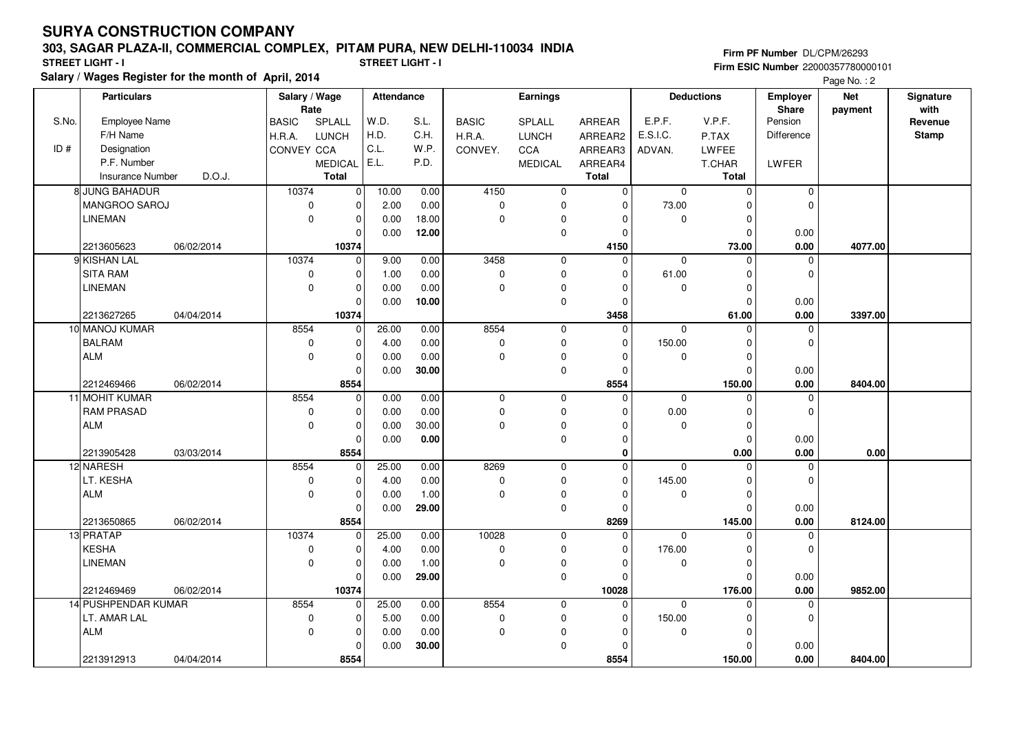# SURYA CONSTRUCTION COMPANY

## 303, SAGAR PLAZA-II, COMMERCIAL COMPLEX, PITAM PURA, NEW DELHI-110034 INDIA

**STREET LIGHT - I** **STREET LIGHT - I**

**Salary / Wages Register for the month of April, 2014**

**Firm PF Number** DL/CPM/26293
**Firm ESIC Number** 22000357780000101

Page No. : 2

| S.No. / ID # | Particulars: Employee Name / F/H Name / Designation / P.F. Number / Insurance Number / D.O.J. | | Salary / Wage Rate: BASIC / H.R.A. / CONVEY | SPLALL / LUNCH / CCA / MEDICAL / Total | Attendance: W.D. / H.D. / C.L. / E.L. | S.L. / C.H. / W.P. / P.D. | Earnings: BASIC / H.R.A. / CONVEY. | SPLALL / LUNCH / CCA / MEDICAL | ARREAR / ARREAR2 / ARREAR3 / ARREAR4 / Total | Deductions: E.P.F. / E.S.I.C. / ADVAN. | V.P.F. / P.TAX / LWFEE / T.CHAR / Total | Employer Share: Pension / Difference / LWFER | Net payment | Signature with Revenue Stamp |
|---|---|---|---|---|---|---|---|---|---|---|---|---|---|---|
| 8 | JUNG BAHADUR | | 10374 | 0 | 10.00 | 0.00 | 4150 | 0 | 0 | 0 | 0 | 0 | | |
| | MANGROO SAROJ | | 0 | 0 | 2.00 | 0.00 | 0 | 0 | 0 | 73.00 | 0 | 0 | | |
| | LINEMAN | | 0 | 0 | 0.00 | 18.00 | 0 | 0 | 0 | 0 | 0 | | | |
| | | | | 0 | 0.00 | **12.00** | | 0 | 0 | | 0 | 0.00 | | |
| | 2213605623 | 06/02/2014 | | **10374** | | | | | **4150** | | **73.00** | **0.00** | **4077.00** | |
| 9 | KISHAN LAL | | 10374 | 0 | 9.00 | 0.00 | 3458 | 0 | 0 | 0 | 0 | 0 | | |
| | SITA RAM | | 0 | 0 | 1.00 | 0.00 | 0 | 0 | 0 | 61.00 | 0 | 0 | | |
| | LINEMAN | | 0 | 0 | 0.00 | 0.00 | 0 | 0 | 0 | 0 | 0 | | | |
| | | | | 0 | 0.00 | **10.00** | | 0 | 0 | | 0 | 0.00 | | |
| | 2213627265 | 04/04/2014 | | **10374** | | | | | **3458** | | **61.00** | **0.00** | **3397.00** | |
| 10 | MANOJ KUMAR | | 8554 | 0 | 26.00 | 0.00 | 8554 | 0 | 0 | 0 | 0 | 0 | | |
| | BALRAM | | 0 | 0 | 4.00 | 0.00 | 0 | 0 | 0 | 150.00 | 0 | 0 | | |
| | ALM | | 0 | 0 | 0.00 | 0.00 | 0 | 0 | 0 | 0 | 0 | | | |
| | | | | 0 | 0.00 | **30.00** | | 0 | 0 | | 0 | 0.00 | | |
| | 2212469466 | 06/02/2014 | | **8554** | | | | | **8554** | | **150.00** | **0.00** | **8404.00** | |
| 11 | MOHIT KUMAR | | 8554 | 0 | 0.00 | 0.00 | 0 | 0 | 0 | 0 | 0 | 0 | | |
| | RAM PRASAD | | 0 | 0 | 0.00 | 0.00 | 0 | 0 | 0 | 0.00 | 0 | 0 | | |
| | ALM | | 0 | 0 | 0.00 | 30.00 | 0 | 0 | 0 | 0 | 0 | | | |
| | | | | 0 | 0.00 | **0.00** | | 0 | 0 | | 0 | 0.00 | | |
| | 2213905428 | 03/03/2014 | | **8554** | | | | | **0** | | **0.00** | **0.00** | **0.00** | |
| 12 | NARESH | | 8554 | 0 | 25.00 | 0.00 | 8269 | 0 | 0 | 0 | 0 | 0 | | |
| | LT. KESHA | | 0 | 0 | 4.00 | 0.00 | 0 | 0 | 0 | 145.00 | 0 | 0 | | |
| | ALM | | 0 | 0 | 0.00 | 1.00 | 0 | 0 | 0 | 0 | 0 | | | |
| | | | | 0 | 0.00 | **29.00** | | 0 | 0 | | 0 | 0.00 | | |
| | 2213650865 | 06/02/2014 | | **8554** | | | | | **8269** | | **145.00** | **0.00** | **8124.00** | |
| 13 | PRATAP | | 10374 | 0 | 25.00 | 0.00 | 10028 | 0 | 0 | 0 | 0 | 0 | | |
| | KESHA | | 0 | 0 | 4.00 | 0.00 | 0 | 0 | 0 | 176.00 | 0 | 0 | | |
| | LINEMAN | | 0 | 0 | 0.00 | 1.00 | 0 | 0 | 0 | 0 | 0 | | | |
| | | | | 0 | 0.00 | **29.00** | | 0 | 0 | | 0 | 0.00 | | |
| | 2212469469 | 06/02/2014 | | **10374** | | | | | **10028** | | **176.00** | **0.00** | **9852.00** | |
| 14 | PUSHPENDAR KUMAR | | 8554 | 0 | 25.00 | 0.00 | 8554 | 0 | 0 | 0 | 0 | 0 | | |
| | LT. AMAR LAL | | 0 | 0 | 5.00 | 0.00 | 0 | 0 | 0 | 150.00 | 0 | 0 | | |
| | ALM | | 0 | 0 | 0.00 | 0.00 | 0 | 0 | 0 | 0 | 0 | | | |
| | | | | 0 | 0.00 | **30.00** | | 0 | 0 | | 0 | 0.00 | | |
| | 2213912913 | 04/04/2014 | | **8554** | | | | | **8554** | | **150.00** | **0.00** | **8404.00** | |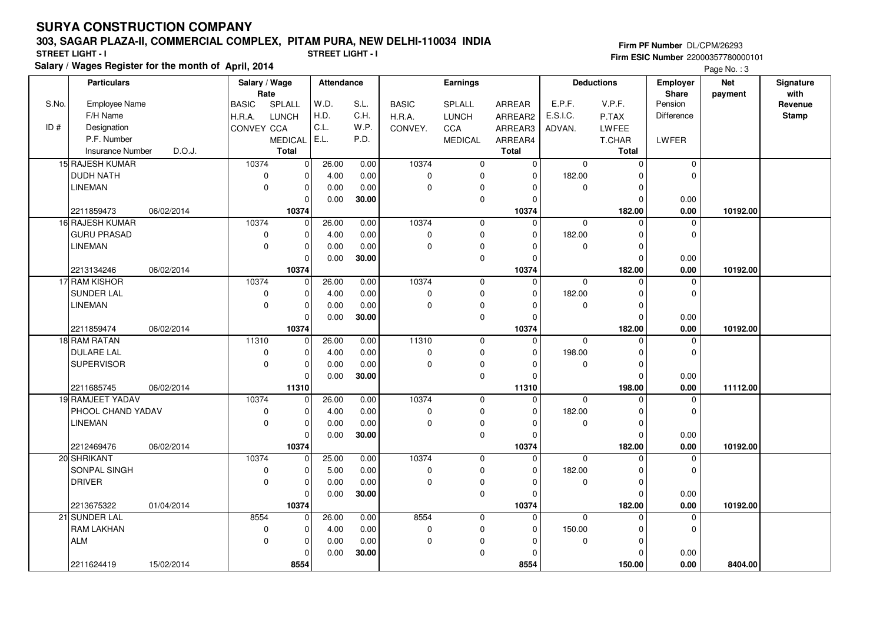# SURYA CONSTRUCTION COMPANY

## 303, SAGAR PLAZA-II, COMMERCIAL COMPLEX, PITAM PURA, NEW DELHI-110034 INDIA

**STREET LIGHT - I** | **STREET LIGHT - I**

**Salary / Wages Register for the month of April, 2014**

**Firm PF Number** DL/CPM/26293
**Firm ESIC Number** 22000357780000101

| S.No. / ID # | Particulars: Employee Name / F/H Name / Designation / P.F. Number / Insurance Number / D.O.J. | Salary / Wage Rate: BASIC / H.R.A. / CONVEY | SPLALL / LUNCH / CCA / MEDICAL / Total | Attendance: W.D. / H.D. / C.L. / E.L. | S.L. / C.H. / W.P. / P.D. | Earnings: BASIC / H.R.A. / CONVEY. | SPLALL / LUNCH / CCA / MEDICAL | ARREAR / ARREAR2 / ARREAR3 / ARREAR4 / Total | Deductions: E.P.F. / E.S.I.C. / ADVAN. | V.P.F. / P.TAX / LWFEE / T.CHAR / Total | Employer Share: Pension / Difference / LWFER | Net payment | Signature with Revenue Stamp |
|---|---|---|---|---|---|---|---|---|---|---|---|---|---|
| 15 | RAJESH KUMAR<br>DUDH NATH<br>LINEMAN<br><br>2211859473 06/02/2014 | 10374<br>0<br>0 | 0<br>0<br>0<br>0<br>**10374** | 26.00<br>4.00<br>0.00<br>0.00 | 0.00<br>0.00<br>0.00<br>**30.00** | 10374<br>0<br>0 | 0<br>0<br>0<br>0 | 0<br>0<br>0<br>0<br>**10374** | 0<br>182.00<br>0 | 0<br>0<br>0<br>0<br>**182.00** | 0<br>0<br>0.00<br>**0.00** | **10192.00** | |
| 16 | RAJESH KUMAR<br>GURU PRASAD<br>LINEMAN<br><br>2213134246 06/02/2014 | 10374<br>0<br>0 | 0<br>0<br>0<br>0<br>**10374** | 26.00<br>4.00<br>0.00<br>0.00 | 0.00<br>0.00<br>0.00<br>**30.00** | 10374<br>0<br>0 | 0<br>0<br>0<br>0 | 0<br>0<br>0<br>0<br>**10374** | 0<br>182.00<br>0 | 0<br>0<br>0<br>0<br>**182.00** | 0<br>0<br>0.00<br>**0.00** | **10192.00** | |
| 17 | RAM KISHOR<br>SUNDER LAL<br>LINEMAN<br><br>2211859474 06/02/2014 | 10374<br>0<br>0 | 0<br>0<br>0<br>0<br>**10374** | 26.00<br>4.00<br>0.00<br>0.00 | 0.00<br>0.00<br>0.00<br>**30.00** | 10374<br>0<br>0 | 0<br>0<br>0<br>0 | 0<br>0<br>0<br>0<br>**10374** | 0<br>182.00<br>0 | 0<br>0<br>0<br>0<br>**182.00** | 0<br>0<br>0.00<br>**0.00** | **10192.00** | |
| 18 | RAM RATAN<br>DULARE LAL<br>SUPERVISOR<br><br>2211685745 06/02/2014 | 11310<br>0<br>0 | 0<br>0<br>0<br>0<br>**11310** | 26.00<br>4.00<br>0.00<br>0.00 | 0.00<br>0.00<br>0.00<br>**30.00** | 11310<br>0<br>0 | 0<br>0<br>0<br>0 | 0<br>0<br>0<br>0<br>**11310** | 0<br>198.00<br>0 | 0<br>0<br>0<br>0<br>**198.00** | 0<br>0<br>0.00<br>**0.00** | **11112.00** | |
| 19 | RAMJEET YADAV<br>PHOOL CHAND YADAV<br>LINEMAN<br><br>2212469476 06/02/2014 | 10374<br>0<br>0 | 0<br>0<br>0<br>0<br>**10374** | 26.00<br>4.00<br>0.00<br>0.00 | 0.00<br>0.00<br>0.00<br>**30.00** | 10374<br>0<br>0 | 0<br>0<br>0<br>0 | 0<br>0<br>0<br>0<br>**10374** | 0<br>182.00<br>0 | 0<br>0<br>0<br>0<br>**182.00** | 0<br>0<br>0.00<br>**0.00** | **10192.00** | |
| 20 | SHRIKANT<br>SONPAL SINGH<br>DRIVER<br><br>2213675322 01/04/2014 | 10374<br>0<br>0 | 0<br>0<br>0<br>0<br>**10374** | 25.00<br>5.00<br>0.00<br>0.00 | 0.00<br>0.00<br>0.00<br>**30.00** | 10374<br>0<br>0 | 0<br>0<br>0<br>0 | 0<br>0<br>0<br>0<br>**10374** | 0<br>182.00<br>0 | 0<br>0<br>0<br>0<br>**182.00** | 0<br>0<br>0.00<br>**0.00** | **10192.00** | |
| 21 | SUNDER LAL<br>RAM LAKHAN<br>ALM<br><br>2211624419 15/02/2014 | 8554<br>0<br>0 | 0<br>0<br>0<br>0<br>**8554** | 26.00<br>4.00<br>0.00<br>0.00 | 0.00<br>0.00<br>0.00<br>**30.00** | 8554<br>0<br>0 | 0<br>0<br>0<br>0 | 0<br>0<br>0<br>0<br>**8554** | 0<br>150.00<br>0 | 0<br>0<br>0<br>0<br>**150.00** | 0<br>0<br>0.00<br>**0.00** | **8404.00** | |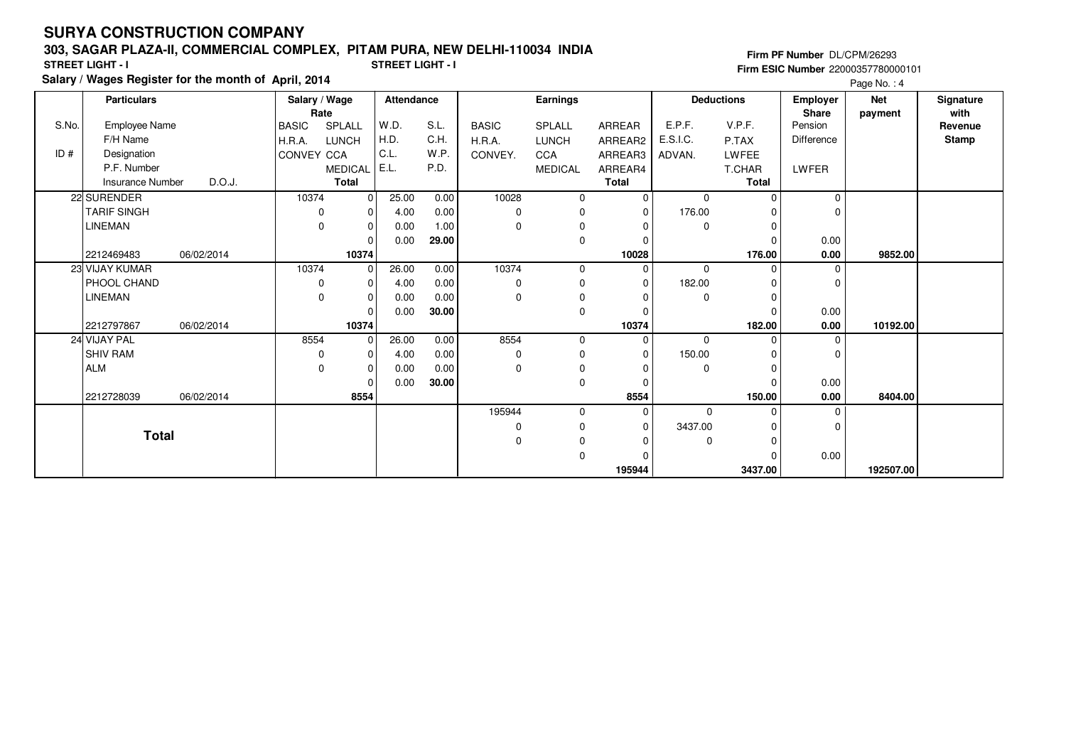# SURYA CONSTRUCTION COMPANY

## 303, SAGAR PLAZA-II, COMMERCIAL COMPLEX, PITAM PURA, NEW DELHI-110034 INDIA

**STREET LIGHT - I** **STREET LIGHT - I**

**Salary / Wages Register for the month of April, 2014**

**Firm PF Number** DL/CPM/26293
**Firm ESIC Number** 22000357780000101

| S.No. / ID # | Particulars: Employee Name / F/H Name / Designation / P.F. Number / Insurance Number / D.O.J. | Salary / Wage Rate: BASIC / H.R.A. / CONVEY | SPLALL / LUNCH / CCA / MEDICAL / Total | Attendance: W.D. / H.D. / C.L. / E.L. | S.L. / C.H. / W.P. / P.D. | Earnings: BASIC / H.R.A. / CONVEY. | SPLALL / LUNCH / CCA / MEDICAL | ARREAR / ARREAR2 / ARREAR3 / ARREAR4 / Total | Deductions: E.P.F. / E.S.I.C. / ADVAN. | V.P.F. / P.TAX / LWFEE / T.CHAR / Total | Employer Share: Pension / Difference / LWFER | Net payment | Signature with Revenue Stamp |
|---|---|---|---|---|---|---|---|---|---|---|---|---|---|
| 22 | SURENDER | 10374 | 0 | 25.00 | 0.00 | 10028 | 0 | 0 | 0 | 0 | 0 | | |
| | TARIF SINGH | 0 | 0 | 4.00 | 0.00 | 0 | 0 | 0 | 176.00 | 0 | 0 | | |
| | LINEMAN | 0 | 0 | 0.00 | 1.00 | 0 | 0 | 0 | 0 | 0 | | | |
| | | | 0 | 0.00 | **29.00** | | 0 | 0 | | 0 | 0.00 | | |
| | 2212469483 06/02/2014 | | **10374** | | | | | **10028** | | **176.00** | **0.00** | **9852.00** | |
| 23 | VIJAY KUMAR | 10374 | 0 | 26.00 | 0.00 | 10374 | 0 | 0 | 0 | 0 | 0 | | |
| | PHOOL CHAND | 0 | 0 | 4.00 | 0.00 | 0 | 0 | 0 | 182.00 | 0 | 0 | | |
| | LINEMAN | 0 | 0 | 0.00 | 0.00 | 0 | 0 | 0 | 0 | 0 | | | |
| | | | 0 | 0.00 | **30.00** | | 0 | 0 | | 0 | 0.00 | | |
| | 2212797867 06/02/2014 | | **10374** | | | | | **10374** | | **182.00** | **0.00** | **10192.00** | |
| 24 | VIJAY PAL | 8554 | 0 | 26.00 | 0.00 | 8554 | 0 | 0 | 0 | 0 | 0 | | |
| | SHIV RAM | 0 | 0 | 4.00 | 0.00 | 0 | 0 | 0 | 150.00 | 0 | 0 | | |
| | ALM | 0 | 0 | 0.00 | 0.00 | 0 | 0 | 0 | 0 | 0 | | | |
| | | | 0 | 0.00 | **30.00** | | 0 | 0 | | 0 | 0.00 | | |
| | 2212728039 06/02/2014 | | **8554** | | | | | **8554** | | **150.00** | **0.00** | **8404.00** | |
| | **Total** | | | | | 195944 | 0 | 0 | 0 | 0 | 0 | | |
| | | | | | | 0 | 0 | 0 | 3437.00 | 0 | 0 | | |
| | | | | | | 0 | 0 | 0 | 0 | 0 | | | |
| | | | | | | | 0 | 0 | | 0 | 0.00 | | |
| | | | | | | | | **195944** | | **3437.00** | | **192507.00** | |